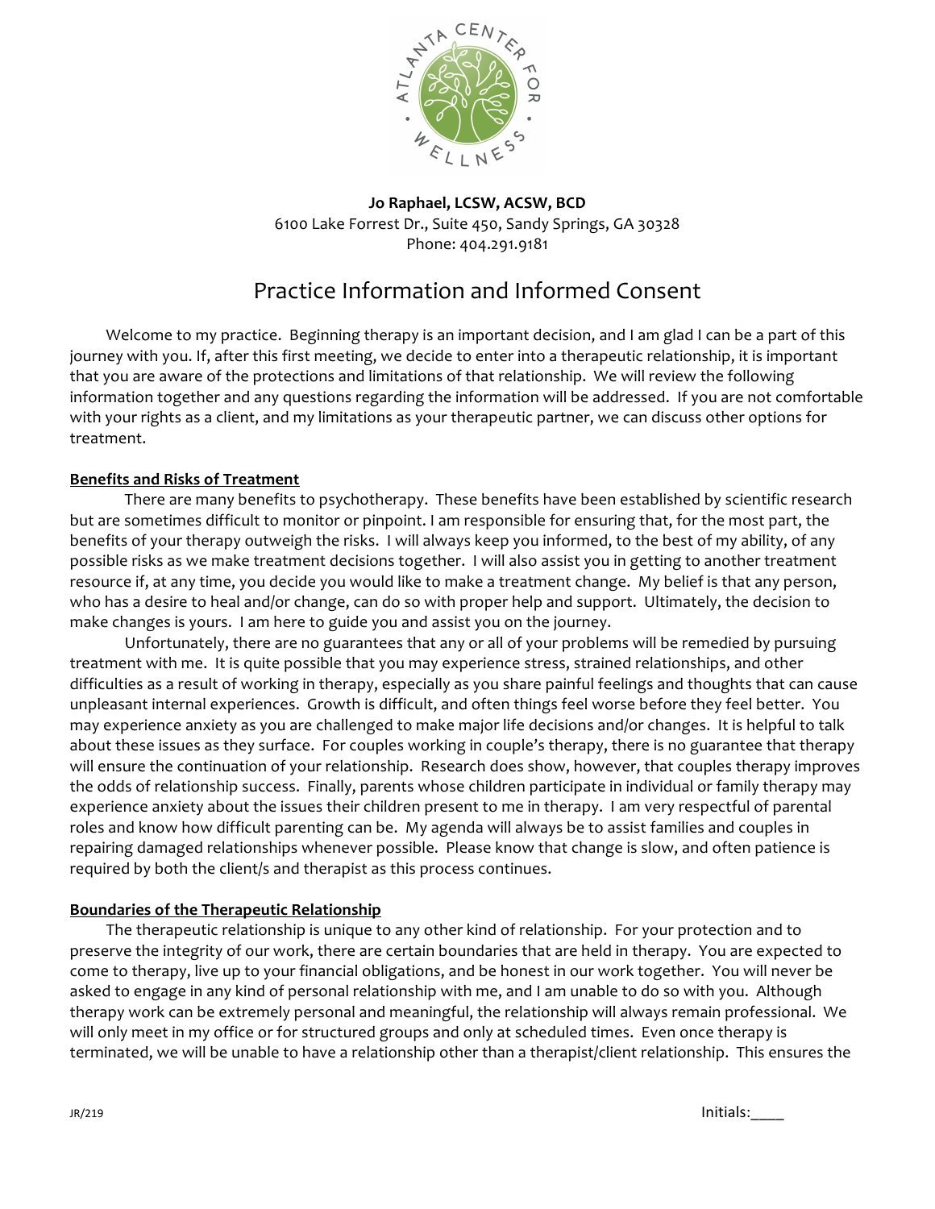**Jo Raphael, LCSW, ACSW, BCD**
6100 Lake Forrest Dr., Suite 450, Sandy Springs, GA 30328
Phone: 404.291.9181

# Practice Information and Informed Consent

Welcome to my practice. Beginning therapy is an important decision, and I am glad I can be a part of this journey with you. If, after this first meeting, we decide to enter into a therapeutic relationship, it is important that you are aware of the protections and limitations of that relationship. We will review the following information together and any questions regarding the information will be addressed. If you are not comfortable with your rights as a client, and my limitations as your therapeutic partner, we can discuss other options for treatment.

**Benefits and Risks of Treatment**

There are many benefits to psychotherapy. These benefits have been established by scientific research but are sometimes difficult to monitor or pinpoint. I am responsible for ensuring that, for the most part, the benefits of your therapy outweigh the risks. I will always keep you informed, to the best of my ability, of any possible risks as we make treatment decisions together. I will also assist you in getting to another treatment resource if, at any time, you decide you would like to make a treatment change. My belief is that any person, who has a desire to heal and/or change, can do so with proper help and support. Ultimately, the decision to make changes is yours. I am here to guide you and assist you on the journey.

Unfortunately, there are no guarantees that any or all of your problems will be remedied by pursuing treatment with me. It is quite possible that you may experience stress, strained relationships, and other difficulties as a result of working in therapy, especially as you share painful feelings and thoughts that can cause unpleasant internal experiences. Growth is difficult, and often things feel worse before they feel better. You may experience anxiety as you are challenged to make major life decisions and/or changes. It is helpful to talk about these issues as they surface. For couples working in couple's therapy, there is no guarantee that therapy will ensure the continuation of your relationship. Research does show, however, that couples therapy improves the odds of relationship success. Finally, parents whose children participate in individual or family therapy may experience anxiety about the issues their children present to me in therapy. I am very respectful of parental roles and know how difficult parenting can be. My agenda will always be to assist families and couples in repairing damaged relationships whenever possible. Please know that change is slow, and often patience is required by both the client/s and therapist as this process continues.

**Boundaries of the Therapeutic Relationship**

The therapeutic relationship is unique to any other kind of relationship. For your protection and to preserve the integrity of our work, there are certain boundaries that are held in therapy. You are expected to come to therapy, live up to your financial obligations, and be honest in our work together. You will never be asked to engage in any kind of personal relationship with me, and I am unable to do so with you. Although therapy work can be extremely personal and meaningful, the relationship will always remain professional. We will only meet in my office or for structured groups and only at scheduled times. Even once therapy is terminated, we will be unable to have a relationship other than a therapist/client relationship. This ensures the

JR/219

Initials:____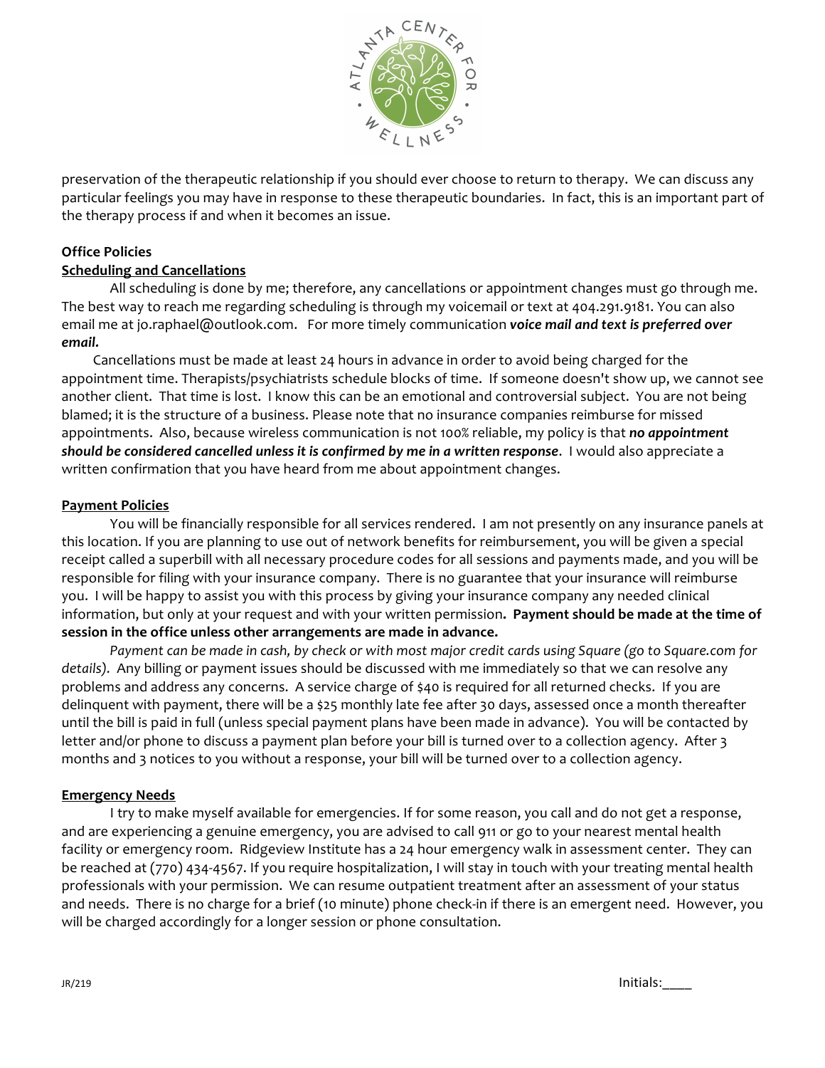preservation of the therapeutic relationship if you should ever choose to return to therapy. We can discuss any particular feelings you may have in response to these therapeutic boundaries. In fact, this is an important part of the therapy process if and when it becomes an issue.

**Office Policies**

**Scheduling and Cancellations**

All scheduling is done by me; therefore, any cancellations or appointment changes must go through me. The best way to reach me regarding scheduling is through my voicemail or text at 404.291.9181. You can also email me at jo.raphael@outlook.com. For more timely communication ***voice mail and text is preferred over email.***

Cancellations must be made at least 24 hours in advance in order to avoid being charged for the appointment time. Therapists/psychiatrists schedule blocks of time. If someone doesn't show up, we cannot see another client. That time is lost. I know this can be an emotional and controversial subject. You are not being blamed; it is the structure of a business. Please note that no insurance companies reimburse for missed appointments. Also, because wireless communication is not 100% reliable, my policy is that ***no appointment should be considered cancelled unless it is confirmed by me in a written response***. I would also appreciate a written confirmation that you have heard from me about appointment changes.

**Payment Policies**

You will be financially responsible for all services rendered. I am not presently on any insurance panels at this location. If you are planning to use out of network benefits for reimbursement, you will be given a special receipt called a superbill with all necessary procedure codes for all sessions and payments made, and you will be responsible for filing with your insurance company. There is no guarantee that your insurance will reimburse you. I will be happy to assist you with this process by giving your insurance company any needed clinical information, but only at your request and with your written permission**. Payment should be made at the time of session in the office unless other arrangements are made in advance.**

*Payment can be made in cash, by check or with most major credit cards using Square (go to Square.com for details)*. Any billing or payment issues should be discussed with me immediately so that we can resolve any problems and address any concerns. A service charge of $40 is required for all returned checks. If you are delinquent with payment, there will be a $25 monthly late fee after 30 days, assessed once a month thereafter until the bill is paid in full (unless special payment plans have been made in advance). You will be contacted by letter and/or phone to discuss a payment plan before your bill is turned over to a collection agency. After 3 months and 3 notices to you without a response, your bill will be turned over to a collection agency.

**Emergency Needs**

I try to make myself available for emergencies. If for some reason, you call and do not get a response, and are experiencing a genuine emergency, you are advised to call 911 or go to your nearest mental health facility or emergency room. Ridgeview Institute has a 24 hour emergency walk in assessment center. They can be reached at (770) 434-4567. If you require hospitalization, I will stay in touch with your treating mental health professionals with your permission. We can resume outpatient treatment after an assessment of your status and needs. There is no charge for a brief (10 minute) phone check-in if there is an emergent need. However, you will be charged accordingly for a longer session or phone consultation.

JR/219

Initials:____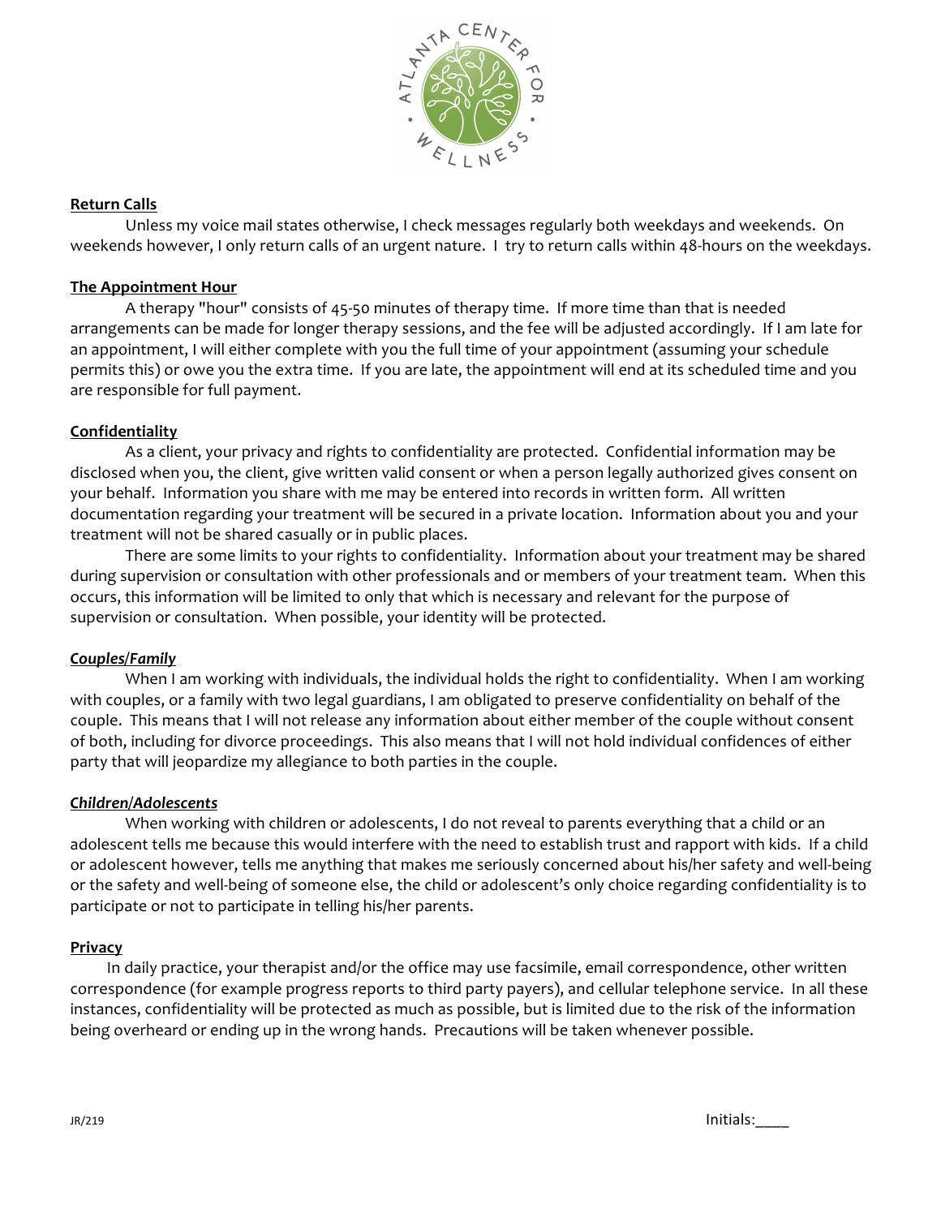**Return Calls**

Unless my voice mail states otherwise, I check messages regularly both weekdays and weekends. On weekends however, I only return calls of an urgent nature. I try to return calls within 48-hours on the weekdays.

**The Appointment Hour**

A therapy "hour" consists of 45-50 minutes of therapy time. If more time than that is needed arrangements can be made for longer therapy sessions, and the fee will be adjusted accordingly. If I am late for an appointment, I will either complete with you the full time of your appointment (assuming your schedule permits this) or owe you the extra time. If you are late, the appointment will end at its scheduled time and you are responsible for full payment.

**Confidentiality**

As a client, your privacy and rights to confidentiality are protected. Confidential information may be disclosed when you, the client, give written valid consent or when a person legally authorized gives consent on your behalf. Information you share with me may be entered into records in written form. All written documentation regarding your treatment will be secured in a private location. Information about you and your treatment will not be shared casually or in public places.

There are some limits to your rights to confidentiality. Information about your treatment may be shared during supervision or consultation with other professionals and or members of your treatment team. When this occurs, this information will be limited to only that which is necessary and relevant for the purpose of supervision or consultation. When possible, your identity will be protected.

***Couples/Family***

When I am working with individuals, the individual holds the right to confidentiality. When I am working with couples, or a family with two legal guardians, I am obligated to preserve confidentiality on behalf of the couple. This means that I will not release any information about either member of the couple without consent of both, including for divorce proceedings. This also means that I will not hold individual confidences of either party that will jeopardize my allegiance to both parties in the couple.

***Children/Adolescents***

When working with children or adolescents, I do not reveal to parents everything that a child or an adolescent tells me because this would interfere with the need to establish trust and rapport with kids. If a child or adolescent however, tells me anything that makes me seriously concerned about his/her safety and well-being or the safety and well-being of someone else, the child or adolescent's only choice regarding confidentiality is to participate or not to participate in telling his/her parents.

**Privacy**

In daily practice, your therapist and/or the office may use facsimile, email correspondence, other written correspondence (for example progress reports to third party payers), and cellular telephone service. In all these instances, confidentiality will be protected as much as possible, but is limited due to the risk of the information being overheard or ending up in the wrong hands. Precautions will be taken whenever possible.

JR/219

Initials:____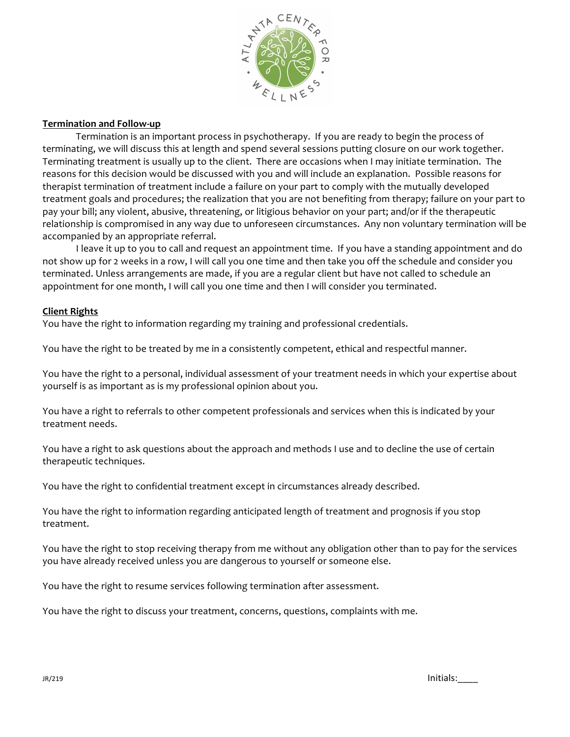## Termination and Follow-up

Termination is an important process in psychotherapy. If you are ready to begin the process of terminating, we will discuss this at length and spend several sessions putting closure on our work together. Terminating treatment is usually up to the client. There are occasions when I may initiate termination. The reasons for this decision would be discussed with you and will include an explanation. Possible reasons for therapist termination of treatment include a failure on your part to comply with the mutually developed treatment goals and procedures; the realization that you are not benefiting from therapy; failure on your part to pay your bill; any violent, abusive, threatening, or litigious behavior on your part; and/or if the therapeutic relationship is compromised in any way due to unforeseen circumstances. Any non voluntary termination will be accompanied by an appropriate referral.

I leave it up to you to call and request an appointment time. If you have a standing appointment and do not show up for 2 weeks in a row, I will call you one time and then take you off the schedule and consider you terminated. Unless arrangements are made, if you are a regular client but have not called to schedule an appointment for one month, I will call you one time and then I will consider you terminated.

## Client Rights

You have the right to information regarding my training and professional credentials.

You have the right to be treated by me in a consistently competent, ethical and respectful manner.

You have the right to a personal, individual assessment of your treatment needs in which your expertise about yourself is as important as is my professional opinion about you.

You have a right to referrals to other competent professionals and services when this is indicated by your treatment needs.

You have a right to ask questions about the approach and methods I use and to decline the use of certain therapeutic techniques.

You have the right to confidential treatment except in circumstances already described.

You have the right to information regarding anticipated length of treatment and prognosis if you stop treatment.

You have the right to stop receiving therapy from me without any obligation other than to pay for the services you have already received unless you are dangerous to yourself or someone else.

You have the right to resume services following termination after assessment.

You have the right to discuss your treatment, concerns, questions, complaints with me.

JR/219

Initials:____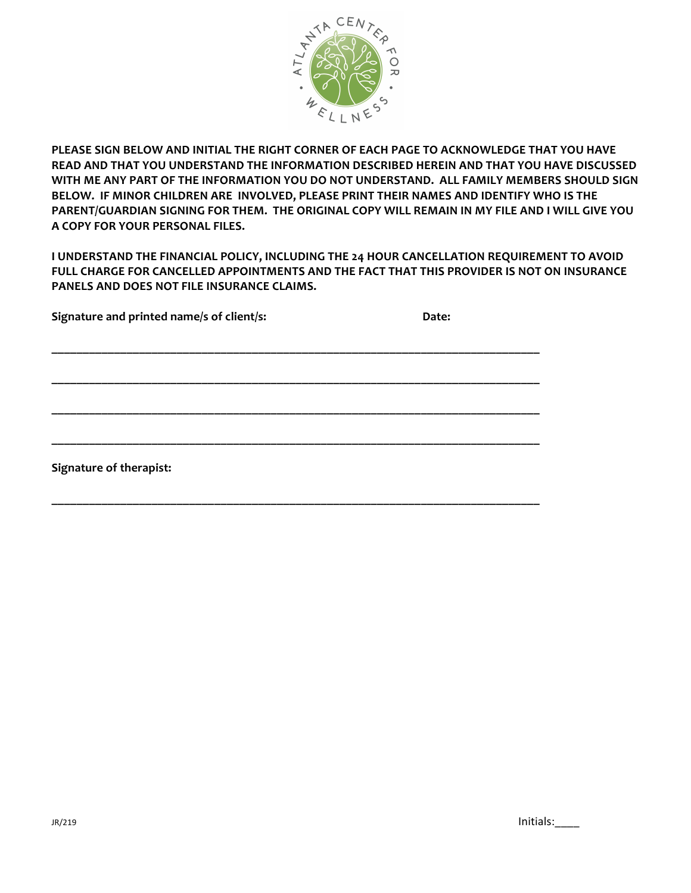**PLEASE SIGN BELOW AND INITIAL THE RIGHT CORNER OF EACH PAGE TO ACKNOWLEDGE THAT YOU HAVE READ AND THAT YOU UNDERSTAND THE INFORMATION DESCRIBED HEREIN AND THAT YOU HAVE DISCUSSED WITH ME ANY PART OF THE INFORMATION YOU DO NOT UNDERSTAND. ALL FAMILY MEMBERS SHOULD SIGN BELOW. IF MINOR CHILDREN ARE INVOLVED, PLEASE PRINT THEIR NAMES AND IDENTIFY WHO IS THE PARENT/GUARDIAN SIGNING FOR THEM. THE ORIGINAL COPY WILL REMAIN IN MY FILE AND I WILL GIVE YOU A COPY FOR YOUR PERSONAL FILES.**

**I UNDERSTAND THE FINANCIAL POLICY, INCLUDING THE 24 HOUR CANCELLATION REQUIREMENT TO AVOID FULL CHARGE FOR CANCELLED APPOINTMENTS AND THE FACT THAT THIS PROVIDER IS NOT ON INSURANCE PANELS AND DOES NOT FILE INSURANCE CLAIMS.**

**Signature and printed name/s of client/s:** **Date:**

______________________________________________________________________________

______________________________________________________________________________

______________________________________________________________________________

______________________________________________________________________________

**Signature of therapist:**

______________________________________________________________________________

JR/219

Initials:____